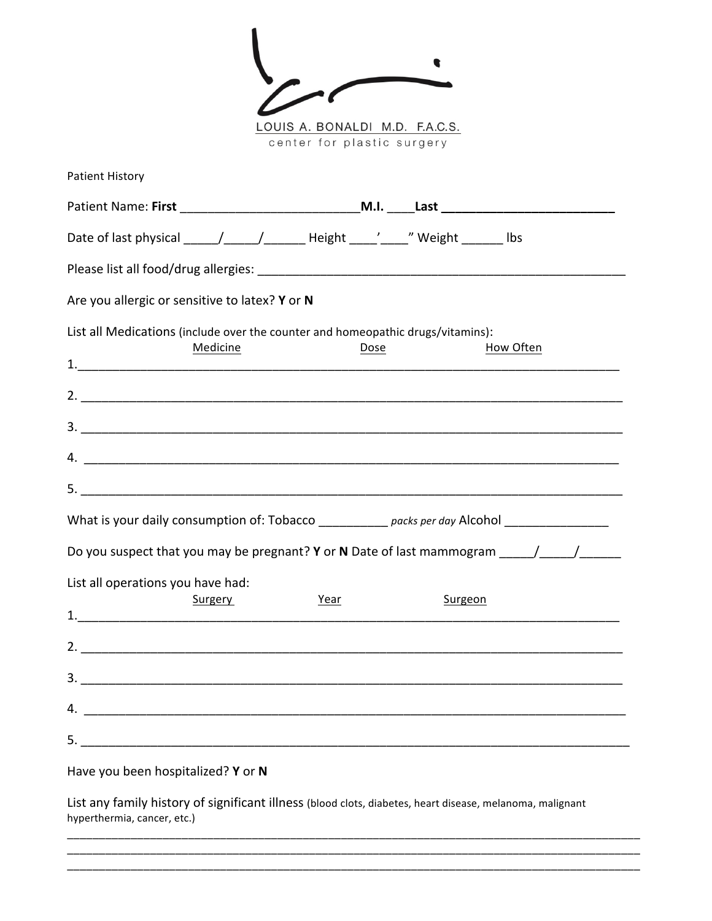LOUIS A. BONALDI M.D. F.A.C.S.
center for plastic surgery

Patient History

Patient Name: **First** __________________________ **M.I.** ____ **Last** __________________________

Date of last physical _____/_____/______ Height ____'____" Weight ______ lbs

Please list all food/drug allergies: ______________________________________________________

Are you allergic or sensitive to latex? **Y** or **N**

List all Medications (include over the counter and homeopathic drugs/vitamins):

| | Medicine | Dose | How Often |
|---|---|---|---|
| 1. | | | |
| 2. | | | |
| 3. | | | |
| 4. | | | |
| 5. | | | |

What is your daily consumption of: Tobacco __________ *packs per day* Alcohol _______________

Do you suspect that you may be pregnant? **Y** or **N** Date of last mammogram _____/_____/______

List all operations you have had:

| | Surgery | Year | Surgeon |
|---|---|---|---|
| 1. | | | |
| 2. | | | |
| 3. | | | |
| 4. | | | |
| 5. | | | |

Have you been hospitalized? **Y** or **N**

List any family history of significant illness (blood clots, diabetes, heart disease, melanoma, malignant hyperthermia, cancer, etc.)

_____________________________________________________________________________________

_____________________________________________________________________________________

_____________________________________________________________________________________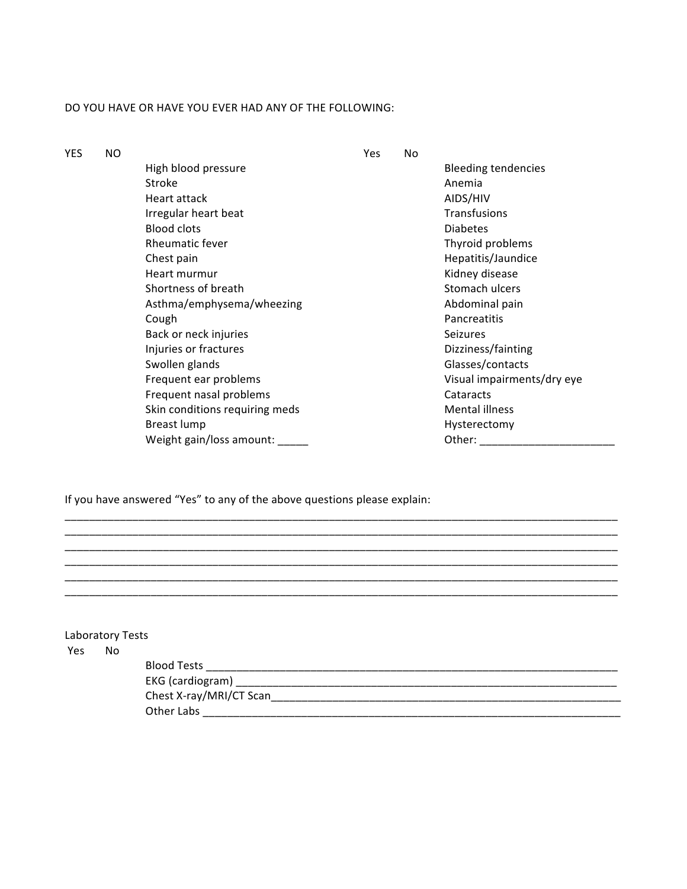DO YOU HAVE OR HAVE YOU EVER HAD ANY OF THE FOLLOWING:

| YES | NO | | Yes | No | |
|---|---|---|---|---|---|
| | | High blood pressure | | | Bleeding tendencies |
| | | Stroke | | | Anemia |
| | | Heart attack | | | AIDS/HIV |
| | | Irregular heart beat | | | Transfusions |
| | | Blood clots | | | Diabetes |
| | | Rheumatic fever | | | Thyroid problems |
| | | Chest pain | | | Hepatitis/Jaundice |
| | | Heart murmur | | | Kidney disease |
| | | Shortness of breath | | | Stomach ulcers |
| | | Asthma/emphysema/wheezing | | | Abdominal pain |
| | | Cough | | | Pancreatitis |
| | | Back or neck injuries | | | Seizures |
| | | Injuries or fractures | | | Dizziness/fainting |
| | | Swollen glands | | | Glasses/contacts |
| | | Frequent ear problems | | | Visual impairments/dry eye |
| | | Frequent nasal problems | | | Cataracts |
| | | Skin conditions requiring meds | | | Mental illness |
| | | Breast lump | | | Hysterectomy |
| | | Weight gain/loss amount: _____ | | | Other: ______________________ |

If you have answered "Yes" to any of the above questions please explain:

______________________________________________________________________________________________
______________________________________________________________________________________________
______________________________________________________________________________________________
______________________________________________________________________________________________
______________________________________________________________________________________________
______________________________________________________________________________________________

Laboratory Tests

| Yes | No | |
|---|---|---|
| | | Blood Tests ______________________________________________________________________ |
| | | EKG (cardiogram) _________________________________________________________________ |
| | | Chest X-ray/MRI/CT Scan___________________________________________________________ |
| | | Other Labs _______________________________________________________________________ |